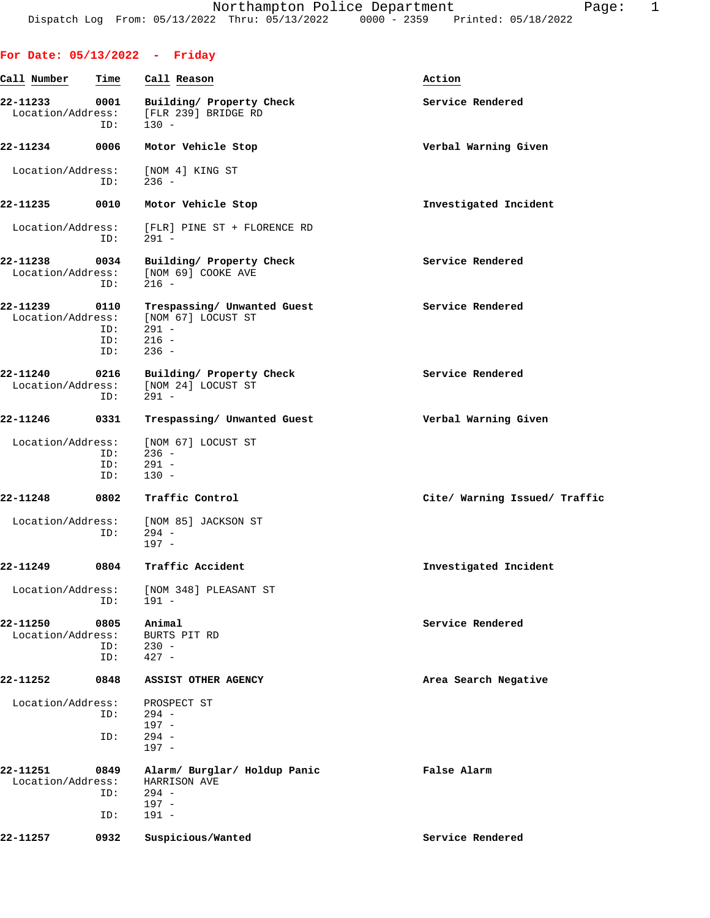## For Date: 05/13/2022 - Friday

| Call Number | Time | Call Reason | Action |
|---|---|---|---|
| 22-11233 | 0001 | Building/ Property Check | Service Rendered |
| Location/Address: | | [FLR 239] BRIDGE RD | |
| ID: | | 130 - | |
| 22-11234 | 0006 | Motor Vehicle Stop | Verbal Warning Given |
| Location/Address: | | [NOM 4] KING ST | |
| ID: | | 236 - | |
| 22-11235 | 0010 | Motor Vehicle Stop | Investigated Incident |
| Location/Address: | | [FLR] PINE ST + FLORENCE RD | |
| ID: | | 291 - | |
| 22-11238 | 0034 | Building/ Property Check | Service Rendered |
| Location/Address: | | [NOM 69] COOKE AVE | |
| ID: | | 216 - | |
| 22-11239 | 0110 | Trespassing/ Unwanted Guest | Service Rendered |
| Location/Address: | | [NOM 67] LOCUST ST | |
| ID: | | 291 - | |
| ID: | | 216 - | |
| ID: | | 236 - | |
| 22-11240 | 0216 | Building/ Property Check | Service Rendered |
| Location/Address: | | [NOM 24] LOCUST ST | |
| ID: | | 291 - | |
| 22-11246 | 0331 | Trespassing/ Unwanted Guest | Verbal Warning Given |
| Location/Address: | | [NOM 67] LOCUST ST | |
| ID: | | 236 - | |
| ID: | | 291 - | |
| ID: | | 130 - | |
| 22-11248 | 0802 | Traffic Control | Cite/ Warning Issued/ Traffic |
| Location/Address: | | [NOM 85] JACKSON ST | |
| ID: | | 294 - | |
| | | 197 - | |
| 22-11249 | 0804 | Traffic Accident | Investigated Incident |
| Location/Address: | | [NOM 348] PLEASANT ST | |
| ID: | | 191 - | |
| 22-11250 | 0805 | Animal | Service Rendered |
| Location/Address: | | BURTS PIT RD | |
| ID: | | 230 - | |
| ID: | | 427 - | |
| 22-11252 | 0848 | ASSIST OTHER AGENCY | Area Search Negative |
| Location/Address: | | PROSPECT ST | |
| ID: | | 294 - | |
| | | 197 - | |
| ID: | | 294 - | |
| | | 197 - | |
| 22-11251 | 0849 | Alarm/ Burglar/ Holdup Panic | False Alarm |
| Location/Address: | | HARRISON AVE | |
| ID: | | 294 - | |
| | | 197 - | |
| ID: | | 191 - | |
| 22-11257 | 0932 | Suspicious/Wanted | Service Rendered |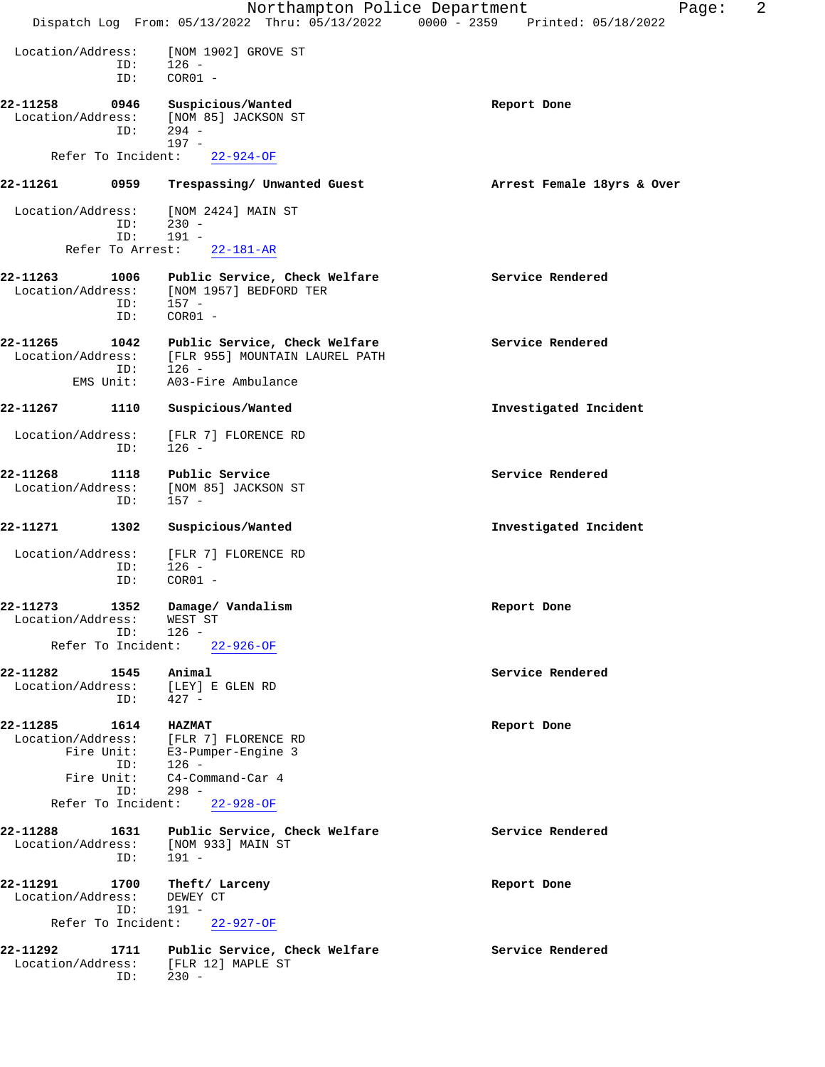Location/Address: [NOM 1902] GROVE ST
ID: 126 -
ID: COR01 -

**22-11258 0946 Suspicious/Wanted** **Report Done**
Location/Address: [NOM 85] JACKSON ST
ID: 294 -
197 -
Refer To Incident: 22-924-OF

**22-11261 0959 Trespassing/ Unwanted Guest** **Arrest Female 18yrs & Over**
Location/Address: [NOM 2424] MAIN ST
ID: 230 -
ID: 191 -
Refer To Arrest: 22-181-AR

**22-11263 1006 Public Service, Check Welfare** **Service Rendered**
Location/Address: [NOM 1957] BEDFORD TER
ID: 157 -
ID: COR01 -

**22-11265 1042 Public Service, Check Welfare** **Service Rendered**
Location/Address: [FLR 955] MOUNTAIN LAUREL PATH
ID: 126 -
EMS Unit: A03-Fire Ambulance

**22-11267 1110 Suspicious/Wanted** **Investigated Incident**
Location/Address: [FLR 7] FLORENCE RD
ID: 126 -

**22-11268 1118 Public Service** **Service Rendered**
Location/Address: [NOM 85] JACKSON ST
ID: 157 -

**22-11271 1302 Suspicious/Wanted** **Investigated Incident**
Location/Address: [FLR 7] FLORENCE RD
ID: 126 -
ID: COR01 -

**22-11273 1352 Damage/ Vandalism** **Report Done**
Location/Address: WEST ST
ID: 126 -
Refer To Incident: 22-926-OF

**22-11282 1545 Animal** **Service Rendered**
Location/Address: [LEY] E GLEN RD
ID: 427 -

**22-11285 1614 HAZMAT** **Report Done**
Location/Address: [FLR 7] FLORENCE RD
Fire Unit: E3-Pumper-Engine 3
ID: 126 -
Fire Unit: C4-Command-Car 4
ID: 298 -
Refer To Incident: 22-928-OF

**22-11288 1631 Public Service, Check Welfare** **Service Rendered**
Location/Address: [NOM 933] MAIN ST
ID: 191 -

**22-11291 1700 Theft/ Larceny** **Report Done**
Location/Address: DEWEY CT
ID: 191 -
Refer To Incident: 22-927-OF

**22-11292 1711 Public Service, Check Welfare** **Service Rendered**
Location/Address: [FLR 12] MAPLE ST
ID: 230 -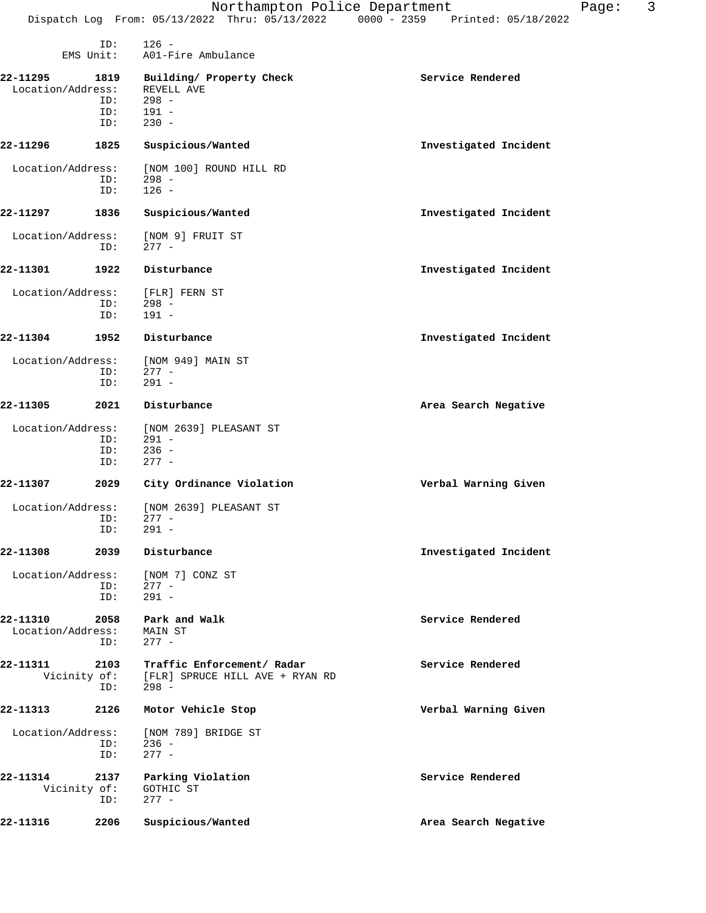ID: 126 -
EMS Unit: A01-Fire Ambulance

**22-11295 1819 Building/ Property Check** — **Service Rendered**
Location/Address: REVELL AVE
ID: 298 -
ID: 191 -
ID: 230 -

**22-11296 1825 Suspicious/Wanted** — **Investigated Incident**
Location/Address: [NOM 100] ROUND HILL RD
ID: 298 -
ID: 126 -

**22-11297 1836 Suspicious/Wanted** — **Investigated Incident**
Location/Address: [NOM 9] FRUIT ST
ID: 277 -

**22-11301 1922 Disturbance** — **Investigated Incident**
Location/Address: [FLR] FERN ST
ID: 298 -
ID: 191 -

**22-11304 1952 Disturbance** — **Investigated Incident**
Location/Address: [NOM 949] MAIN ST
ID: 277 -
ID: 291 -

**22-11305 2021 Disturbance** — **Area Search Negative**
Location/Address: [NOM 2639] PLEASANT ST
ID: 291 -
ID: 236 -
ID: 277 -

**22-11307 2029 City Ordinance Violation** — **Verbal Warning Given**
Location/Address: [NOM 2639] PLEASANT ST
ID: 277 -
ID: 291 -

**22-11308 2039 Disturbance** — **Investigated Incident**
Location/Address: [NOM 7] CONZ ST
ID: 277 -
ID: 291 -

**22-11310 2058 Park and Walk** — **Service Rendered**
Location/Address: MAIN ST
ID: 277 -

**22-11311 2103 Traffic Enforcement/ Radar** — **Service Rendered**
Vicinity of: [FLR] SPRUCE HILL AVE + RYAN RD
ID: 298 -

**22-11313 2126 Motor Vehicle Stop** — **Verbal Warning Given**
Location/Address: [NOM 789] BRIDGE ST
ID: 236 -
ID: 277 -

**22-11314 2137 Parking Violation** — **Service Rendered**
Vicinity of: GOTHIC ST
ID: 277 -

**22-11316 2206 Suspicious/Wanted** — **Area Search Negative**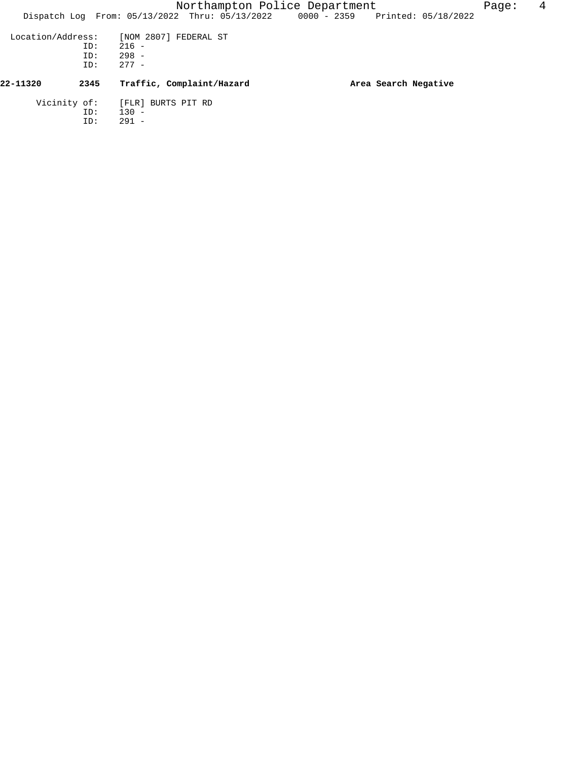Location/Address: [NOM 2807] FEDERAL ST
ID: 216 -
ID: 298 -
ID: 277 -

**22-11320 2345 Traffic, Complaint/Hazard Area Search Negative**

Vicinity of: [FLR] BURTS PIT RD
ID: 130 -
ID: 291 -